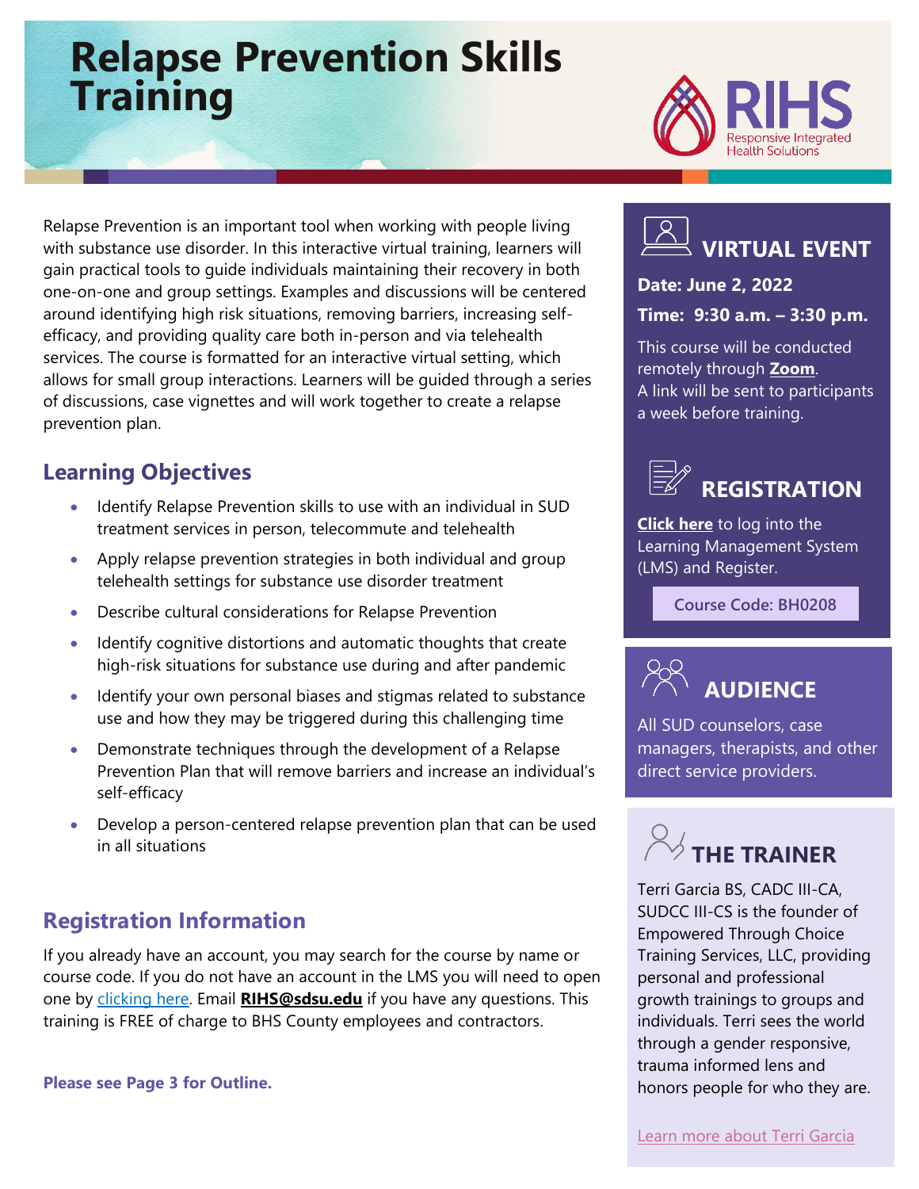# Relapse Prevention Skills Training

RIHS
Responsive Integrated Health Solutions

Relapse Prevention is an important tool when working with people living with substance use disorder. In this interactive virtual training, learners will gain practical tools to guide individuals maintaining their recovery in both one-on-one and group settings. Examples and discussions will be centered around identifying high risk situations, removing barriers, increasing self-efficacy, and providing quality care both in-person and via telehealth services. The course is formatted for an interactive virtual setting, which allows for small group interactions. Learners will be guided through a series of discussions, case vignettes and will work together to create a relapse prevention plan.

## Learning Objectives

- Identify Relapse Prevention skills to use with an individual in SUD treatment services in person, telecommute and telehealth
- Apply relapse prevention strategies in both individual and group telehealth settings for substance use disorder treatment
- Describe cultural considerations for Relapse Prevention
- Identify cognitive distortions and automatic thoughts that create high-risk situations for substance use during and after pandemic
- Identify your own personal biases and stigmas related to substance use and how they may be triggered during this challenging time
- Demonstrate techniques through the development of a Relapse Prevention Plan that will remove barriers and increase an individual's self-efficacy
- Develop a person-centered relapse prevention plan that can be used in all situations

## Registration Information

If you already have an account, you may search for the course by name or course code. If you do not have an account in the LMS you will need to open one by clicking here. Email **RIHS@sdsu.edu** if you have any questions. This training is FREE of charge to BHS County employees and contractors.

**Please see Page 3 for Outline.**

## VIRTUAL EVENT

**Date: June 2, 2022**

**Time: 9:30 a.m. – 3:30 p.m.**

This course will be conducted remotely through **Zoom**. A link will be sent to participants a week before training.

## REGISTRATION

**Click here** to log into the Learning Management System (LMS) and Register.

Course Code: BH0208

## AUDIENCE

All SUD counselors, case managers, therapists, and other direct service providers.

## THE TRAINER

Terri Garcia BS, CADC III-CA, SUDCC III-CS is the founder of Empowered Through Choice Training Services, LLC, providing personal and professional growth trainings to groups and individuals. Terri sees the world through a gender responsive, trauma informed lens and honors people for who they are.

Learn more about Terri Garcia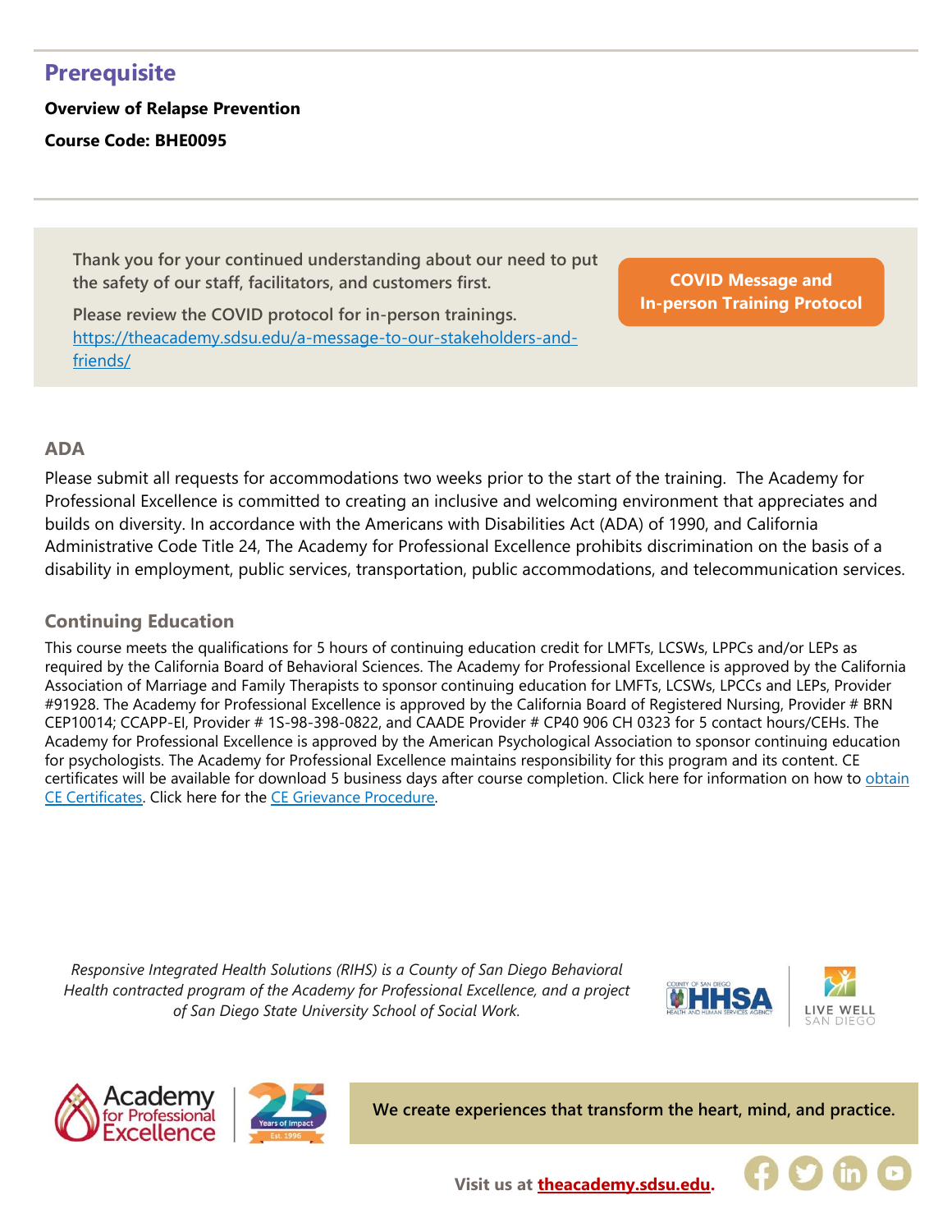## Prerequisite

**Overview of Relapse Prevention**

**Course Code: BHE0095**

Thank you for your continued understanding about our need to put the safety of our staff, facilitators, and customers first.

Please review the COVID protocol for in-person trainings. https://theacademy.sdsu.edu/a-message-to-our-stakeholders-and-friends/

**COVID Message and In-person Training Protocol**

### ADA

Please submit all requests for accommodations two weeks prior to the start of the training. The Academy for Professional Excellence is committed to creating an inclusive and welcoming environment that appreciates and builds on diversity. In accordance with the Americans with Disabilities Act (ADA) of 1990, and California Administrative Code Title 24, The Academy for Professional Excellence prohibits discrimination on the basis of a disability in employment, public services, transportation, public accommodations, and telecommunication services.

### Continuing Education

This course meets the qualifications for 5 hours of continuing education credit for LMFTs, LCSWs, LPPCs and/or LEPs as required by the California Board of Behavioral Sciences. The Academy for Professional Excellence is approved by the California Association of Marriage and Family Therapists to sponsor continuing education for LMFTs, LCSWs, LPCCs and LEPs, Provider #91928. The Academy for Professional Excellence is approved by the California Board of Registered Nursing, Provider # BRN CEP10014; CCAPP-EI, Provider # 1S-98-398-0822, and CAADE Provider # CP40 906 CH 0323 for 5 contact hours/CEHs. The Academy for Professional Excellence is approved by the American Psychological Association to sponsor continuing education for psychologists. The Academy for Professional Excellence maintains responsibility for this program and its content. CE certificates will be available for download 5 business days after course completion. Click here for information on how to obtain CE Certificates. Click here for the CE Grievance Procedure.

*Responsive Integrated Health Solutions (RIHS) is a County of San Diego Behavioral Health contracted program of the Academy for Professional Excellence, and a project of San Diego State University School of Social Work.*

**We create experiences that transform the heart, mind, and practice.**

**Visit us at theacademy.sdsu.edu.**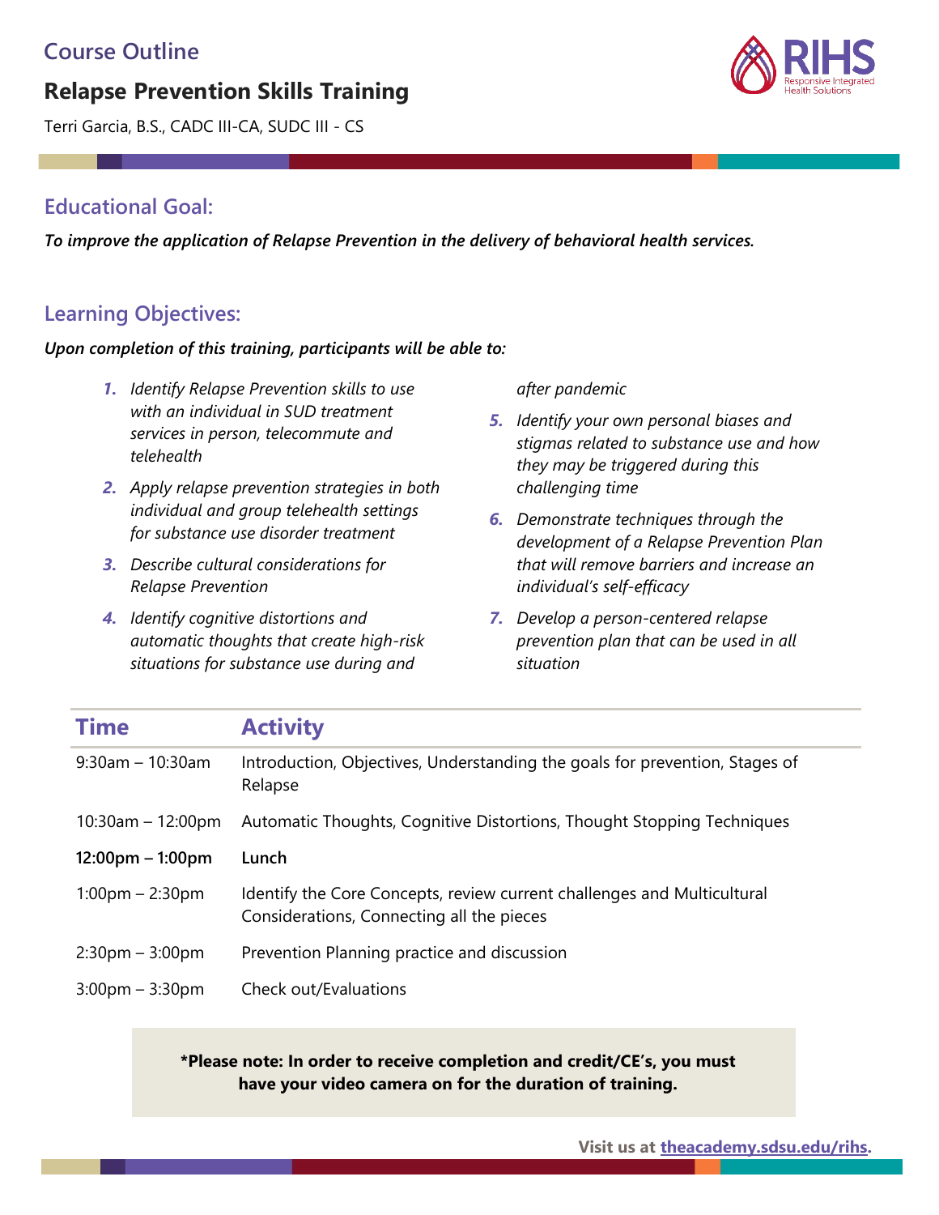## Course Outline

# Relapse Prevention Skills Training

Terri Garcia, B.S., CADC III-CA, SUDC III - CS

## Educational Goal:

***To improve the application of Relapse Prevention in the delivery of behavioral health services.***

## Learning Objectives:

***Upon completion of this training, participants will be able to:***

1. *Identify Relapse Prevention skills to use with an individual in SUD treatment services in person, telecommute and telehealth*
2. *Apply relapse prevention strategies in both individual and group telehealth settings for substance use disorder treatment*
3. *Describe cultural considerations for Relapse Prevention*
4. *Identify cognitive distortions and automatic thoughts that create high-risk situations for substance use during and after pandemic*
5. *Identify your own personal biases and stigmas related to substance use and how they may be triggered during this challenging time*
6. *Demonstrate techniques through the development of a Relapse Prevention Plan that will remove barriers and increase an individual's self-efficacy*
7. *Develop a person-centered relapse prevention plan that can be used in all situation*

| Time | Activity |
|---|---|
| 9:30am – 10:30am | Introduction, Objectives, Understanding the goals for prevention, Stages of Relapse |
| 10:30am – 12:00pm | Automatic Thoughts, Cognitive Distortions, Thought Stopping Techniques |
| **12:00pm – 1:00pm** | **Lunch** |
| 1:00pm – 2:30pm | Identify the Core Concepts, review current challenges and Multicultural Considerations, Connecting all the pieces |
| 2:30pm – 3:00pm | Prevention Planning practice and discussion |
| 3:00pm – 3:30pm | Check out/Evaluations |

**\*Please note: In order to receive completion and credit/CE's, you must have your video camera on for the duration of training.**

**Visit us at theacademy.sdsu.edu/rihs.**